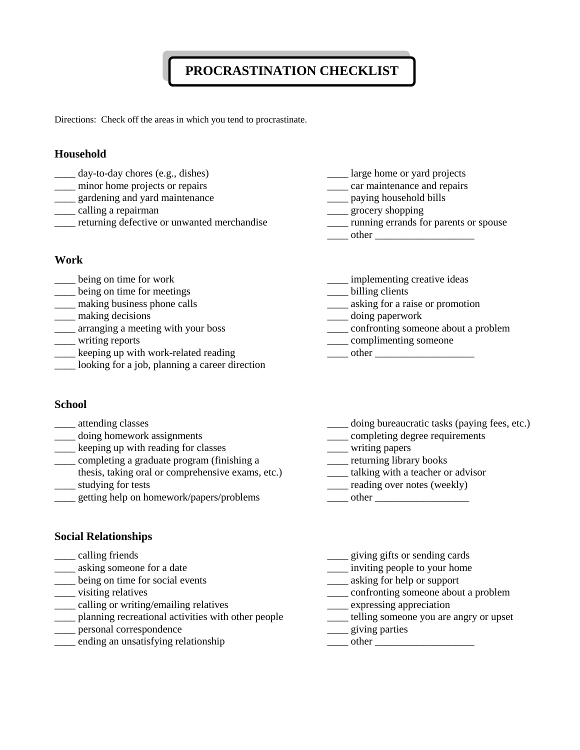# PROCRASTINATION CHECKLIST

Directions: Check off the areas in which you tend to procrastinate.

## Household

____ day-to-day chores (e.g., dishes)
____ minor home projects or repairs
____ gardening and yard maintenance
____ calling a repairman
____ returning defective or unwanted merchandise
____ large home or yard projects
____ car maintenance and repairs
____ paying household bills
____ grocery shopping
____ running errands for parents or spouse
____ other ___________________

## Work

____ being on time for work
____ being on time for meetings
____ making business phone calls
____ making decisions
____ arranging a meeting with your boss
____ writing reports
____ keeping up with work-related reading
____ looking for a job, planning a career direction
____ implementing creative ideas
____ billing clients
____ asking for a raise or promotion
____ doing paperwork
____ confronting someone about a problem
____ complimenting someone
____ other ___________________

## School

____ attending classes
____ doing homework assignments
____ keeping up with reading for classes
____ completing a graduate program (finishing a thesis, taking oral or comprehensive exams, etc.)
____ studying for tests
____ getting help on homework/papers/problems
____ doing bureaucratic tasks (paying fees, etc.)
____ completing degree requirements
____ writing papers
____ returning library books
____ talking with a teacher or advisor
____ reading over notes (weekly)
____ other __________________

## Social Relationships

____ calling friends
____ asking someone for a date
____ being on time for social events
____ visiting relatives
____ calling or writing/emailing relatives
____ planning recreational activities with other people
____ personal correspondence
____ ending an unsatisfying relationship
____ giving gifts or sending cards
____ inviting people to your home
____ asking for help or support
____ confronting someone about a problem
____ expressing appreciation
____ telling someone you are angry or upset
____ giving parties
____ other ___________________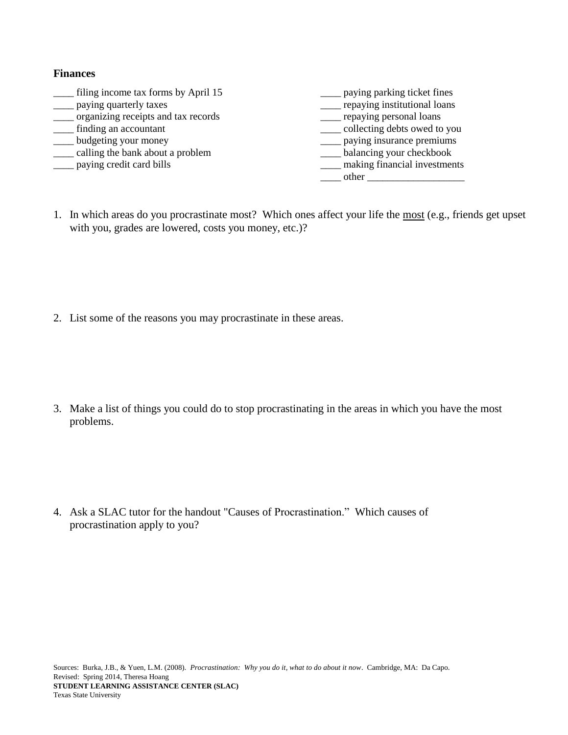**Finances**

____ filing income tax forms by April 15
____ paying quarterly taxes
____ organizing receipts and tax records
____ finding an accountant
____ budgeting your money
____ calling the bank about a problem
____ paying credit card bills
____ paying parking ticket fines
____ repaying institutional loans
____ repaying personal loans
____ collecting debts owed to you
____ paying insurance premiums
____ balancing your checkbook
____ making financial investments
____ other ___________________

1. In which areas do you procrastinate most? Which ones affect your life the <u>most</u> (e.g., friends get upset with you, grades are lowered, costs you money, etc.)?

2. List some of the reasons you may procrastinate in these areas.

3. Make a list of things you could do to stop procrastinating in the areas in which you have the most problems.

4. Ask a SLAC tutor for the handout "Causes of Procrastination." Which causes of procrastination apply to you?

Sources: Burka, J.B., & Yuen, L.M. (2008). *Procrastination: Why you do it, what to do about it now*. Cambridge, MA: Da Capo.
Revised: Spring 2014, Theresa Hoang
**STUDENT LEARNING ASSISTANCE CENTER (SLAC)**
Texas State University